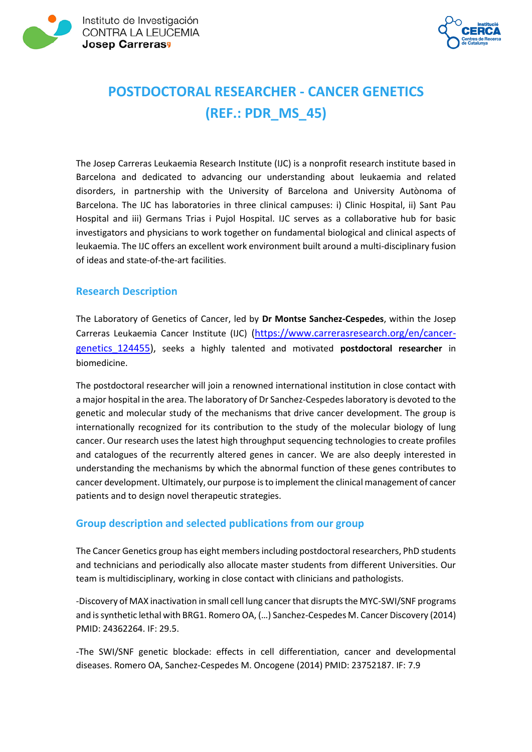Instituto de Investigación
CONTRA LA LEUCEMIA
**Josep Carreras**

# POSTDOCTORAL RESEARCHER - CANCER GENETICS (REF.: PDR_MS_45)

The Josep Carreras Leukaemia Research Institute (IJC) is a nonprofit research institute based in Barcelona and dedicated to advancing our understanding about leukaemia and related disorders, in partnership with the University of Barcelona and University Autònoma of Barcelona. The IJC has laboratories in three clinical campuses: i) Clinic Hospital, ii) Sant Pau Hospital and iii) Germans Trias i Pujol Hospital. IJC serves as a collaborative hub for basic investigators and physicians to work together on fundamental biological and clinical aspects of leukaemia. The IJC offers an excellent work environment built around a multi-disciplinary fusion of ideas and state-of-the-art facilities.

## Research Description

The Laboratory of Genetics of Cancer, led by **Dr Montse Sanchez-Cespedes**, within the Josep Carreras Leukaemia Cancer Institute (IJC) (https://www.carrerasresearch.org/en/cancer-genetics_124455), seeks a highly talented and motivated **postdoctoral researcher** in biomedicine.

The postdoctoral researcher will join a renowned international institution in close contact with a major hospital in the area. The laboratory of Dr Sanchez-Cespedes laboratory is devoted to the genetic and molecular study of the mechanisms that drive cancer development. The group is internationally recognized for its contribution to the study of the molecular biology of lung cancer. Our research uses the latest high throughput sequencing technologies to create profiles and catalogues of the recurrently altered genes in cancer. We are also deeply interested in understanding the mechanisms by which the abnormal function of these genes contributes to cancer development. Ultimately, our purpose is to implement the clinical management of cancer patients and to design novel therapeutic strategies.

## Group description and selected publications from our group

The Cancer Genetics group has eight members including postdoctoral researchers, PhD students and technicians and periodically also allocate master students from different Universities. Our team is multidisciplinary, working in close contact with clinicians and pathologists.

-Discovery of MAX inactivation in small cell lung cancer that disrupts the MYC-SWI/SNF programs and is synthetic lethal with BRG1. Romero OA, (…) Sanchez-Cespedes M. Cancer Discovery (2014) PMID: 24362264. IF: 29.5.

-The SWI/SNF genetic blockade: effects in cell differentiation, cancer and developmental diseases. Romero OA, Sanchez-Cespedes M. Oncogene (2014) PMID: 23752187. IF: 7.9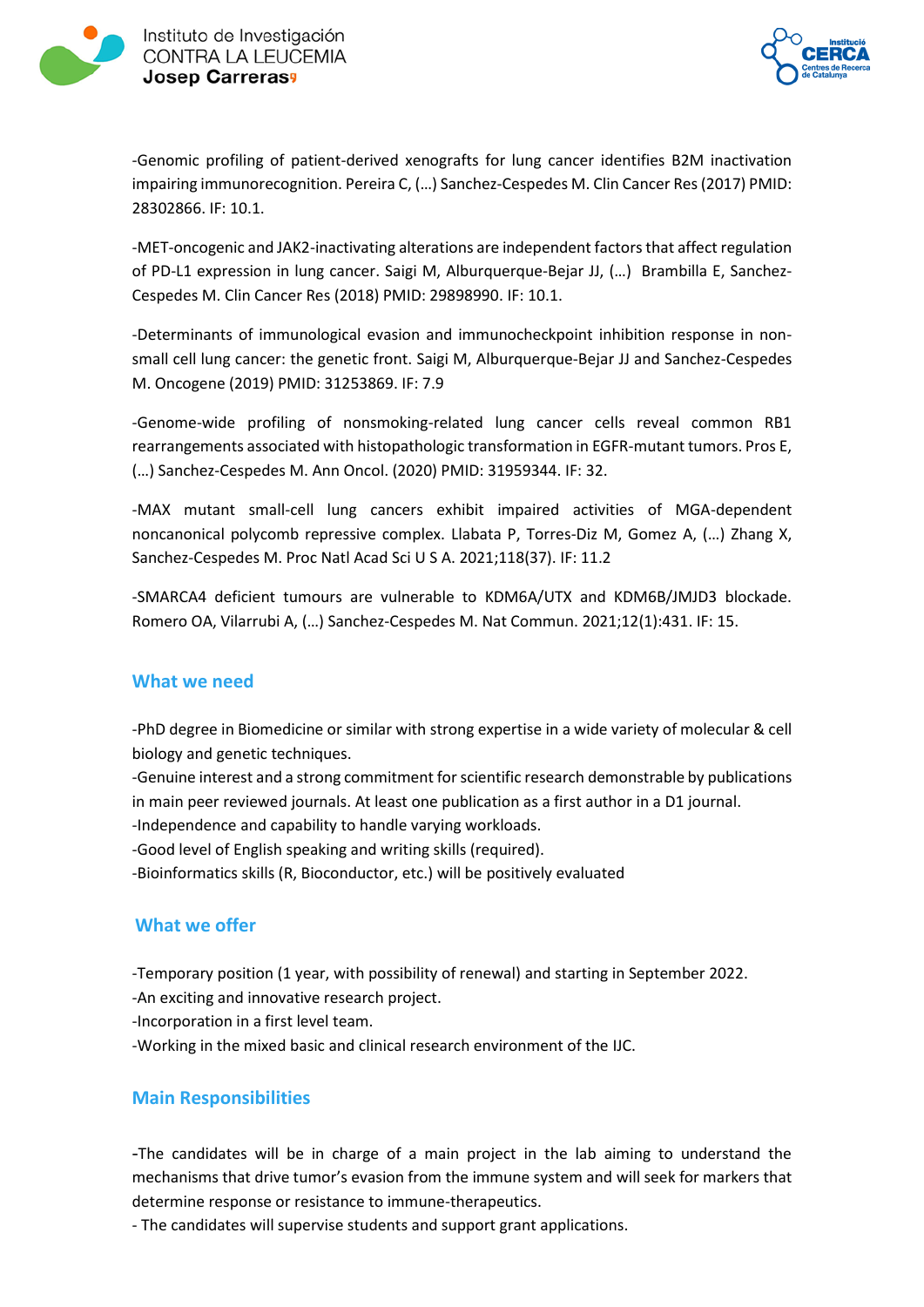-Genomic profiling of patient-derived xenografts for lung cancer identifies B2M inactivation impairing immunorecognition. Pereira C, (…) Sanchez-Cespedes M. Clin Cancer Res (2017) PMID: 28302866. IF: 10.1.

-MET-oncogenic and JAK2-inactivating alterations are independent factors that affect regulation of PD-L1 expression in lung cancer. Saigi M, Alburquerque-Bejar JJ, (…) Brambilla E, Sanchez-Cespedes M. Clin Cancer Res (2018) PMID: 29898990. IF: 10.1.

-Determinants of immunological evasion and immunocheckpoint inhibition response in non-small cell lung cancer: the genetic front. Saigi M, Alburquerque-Bejar JJ and Sanchez-Cespedes M. Oncogene (2019) PMID: 31253869. IF: 7.9

-Genome-wide profiling of nonsmoking-related lung cancer cells reveal common RB1 rearrangements associated with histopathologic transformation in EGFR-mutant tumors. Pros E, (…) Sanchez-Cespedes M. Ann Oncol. (2020) PMID: 31959344. IF: 32.

-MAX mutant small-cell lung cancers exhibit impaired activities of MGA-dependent noncanonical polycomb repressive complex. Llabata P, Torres-Diz M, Gomez A, (…) Zhang X, Sanchez-Cespedes M. Proc Natl Acad Sci U S A. 2021;118(37). IF: 11.2

-SMARCA4 deficient tumours are vulnerable to KDM6A/UTX and KDM6B/JMJD3 blockade. Romero OA, Vilarrubi A, (…) Sanchez-Cespedes M. Nat Commun. 2021;12(1):431. IF: 15.

## What we need

-PhD degree in Biomedicine or similar with strong expertise in a wide variety of molecular & cell biology and genetic techniques.
-Genuine interest and a strong commitment for scientific research demonstrable by publications in main peer reviewed journals. At least one publication as a first author in a D1 journal.
-Independence and capability to handle varying workloads.
-Good level of English speaking and writing skills (required).
-Bioinformatics skills (R, Bioconductor, etc.) will be positively evaluated

## What we offer

-Temporary position (1 year, with possibility of renewal) and starting in September 2022.
-An exciting and innovative research project.
-Incorporation in a first level team.
-Working in the mixed basic and clinical research environment of the IJC.

## Main Responsibilities

-The candidates will be in charge of a main project in the lab aiming to understand the mechanisms that drive tumor's evasion from the immune system and will seek for markers that determine response or resistance to immune-therapeutics.
- The candidates will supervise students and support grant applications.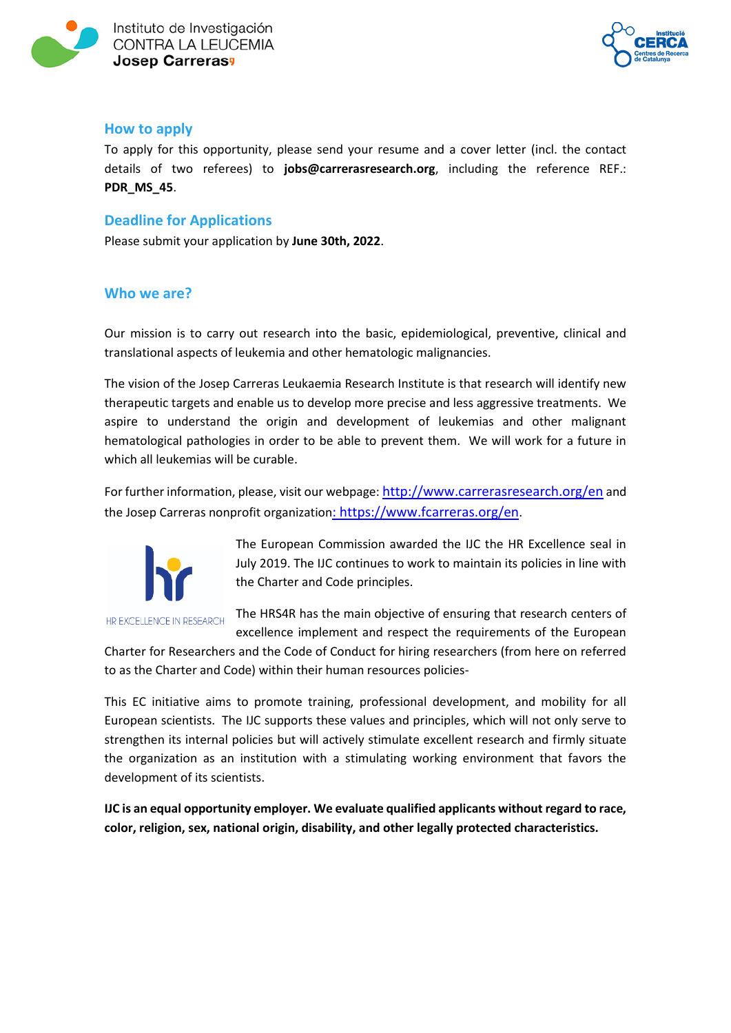## How to apply

To apply for this opportunity, please send your resume and a cover letter (incl. the contact details of two referees) to **jobs@carrerasresearch.org**, including the reference REF.: **PDR_MS_45**.

## Deadline for Applications

Please submit your application by **June 30th, 2022**.

## Who we are?

Our mission is to carry out research into the basic, epidemiological, preventive, clinical and translational aspects of leukemia and other hematologic malignancies.

The vision of the Josep Carreras Leukaemia Research Institute is that research will identify new therapeutic targets and enable us to develop more precise and less aggressive treatments. We aspire to understand the origin and development of leukemias and other malignant hematological pathologies in order to be able to prevent them. We will work for a future in which all leukemias will be curable.

For further information, please, visit our webpage: http://www.carrerasresearch.org/en and the Josep Carreras nonprofit organization: https://www.fcarreras.org/en.

HR EXCELLENCE IN RESEARCH

The European Commission awarded the IJC the HR Excellence seal in July 2019. The IJC continues to work to maintain its policies in line with the Charter and Code principles.

The HRS4R has the main objective of ensuring that research centers of excellence implement and respect the requirements of the European Charter for Researchers and the Code of Conduct for hiring researchers (from here on referred to as the Charter and Code) within their human resources policies-

This EC initiative aims to promote training, professional development, and mobility for all European scientists. The IJC supports these values and principles, which will not only serve to strengthen its internal policies but will actively stimulate excellent research and firmly situate the organization as an institution with a stimulating working environment that favors the development of its scientists.

**IJC is an equal opportunity employer. We evaluate qualified applicants without regard to race, color, religion, sex, national origin, disability, and other legally protected characteristics.**